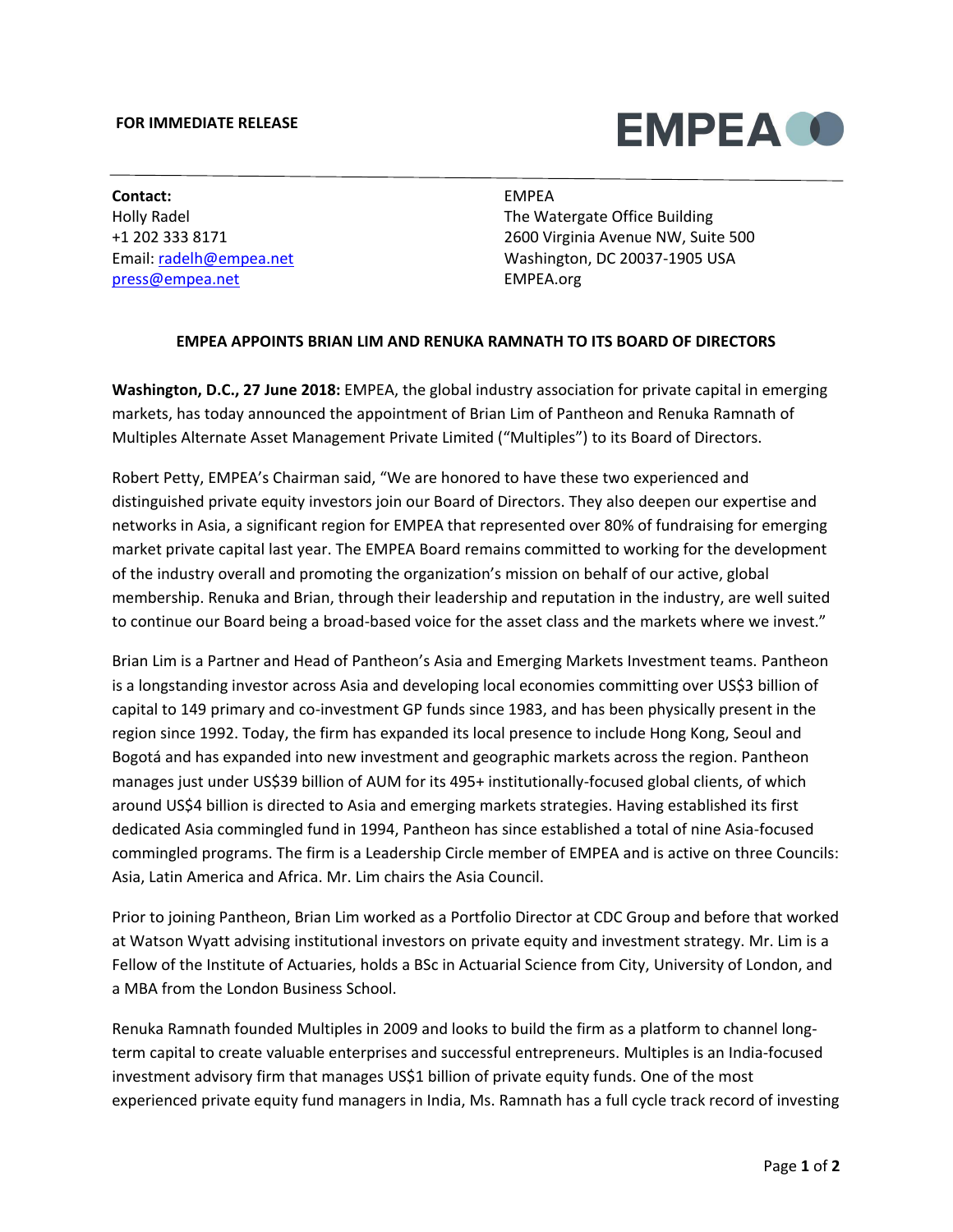**FOR IMMEDIATE RELEASE**

EMPEA

**Contact:**
Holly Radel
+1 202 333 8171
Email: radelh@empea.net
press@empea.net

EMPEA
The Watergate Office Building
2600 Virginia Avenue NW, Suite 500
Washington, DC 20037-1905 USA
EMPEA.org

## EMPEA APPOINTS BRIAN LIM AND RENUKA RAMNATH TO ITS BOARD OF DIRECTORS

**Washington, D.C., 27 June 2018:** EMPEA, the global industry association for private capital in emerging markets, has today announced the appointment of Brian Lim of Pantheon and Renuka Ramnath of Multiples Alternate Asset Management Private Limited ("Multiples") to its Board of Directors.

Robert Petty, EMPEA's Chairman said, "We are honored to have these two experienced and distinguished private equity investors join our Board of Directors. They also deepen our expertise and networks in Asia, a significant region for EMPEA that represented over 80% of fundraising for emerging market private capital last year. The EMPEA Board remains committed to working for the development of the industry overall and promoting the organization's mission on behalf of our active, global membership. Renuka and Brian, through their leadership and reputation in the industry, are well suited to continue our Board being a broad-based voice for the asset class and the markets where we invest."

Brian Lim is a Partner and Head of Pantheon's Asia and Emerging Markets Investment teams. Pantheon is a longstanding investor across Asia and developing local economies committing over US$3 billion of capital to 149 primary and co-investment GP funds since 1983, and has been physically present in the region since 1992. Today, the firm has expanded its local presence to include Hong Kong, Seoul and Bogotá and has expanded into new investment and geographic markets across the region. Pantheon manages just under US$39 billion of AUM for its 495+ institutionally-focused global clients, of which around US$4 billion is directed to Asia and emerging markets strategies. Having established its first dedicated Asia commingled fund in 1994, Pantheon has since established a total of nine Asia-focused commingled programs. The firm is a Leadership Circle member of EMPEA and is active on three Councils: Asia, Latin America and Africa. Mr. Lim chairs the Asia Council.

Prior to joining Pantheon, Brian Lim worked as a Portfolio Director at CDC Group and before that worked at Watson Wyatt advising institutional investors on private equity and investment strategy. Mr. Lim is a Fellow of the Institute of Actuaries, holds a BSc in Actuarial Science from City, University of London, and a MBA from the London Business School.

Renuka Ramnath founded Multiples in 2009 and looks to build the firm as a platform to channel long-term capital to create valuable enterprises and successful entrepreneurs. Multiples is an India-focused investment advisory firm that manages US$1 billion of private equity funds. One of the most experienced private equity fund managers in India, Ms. Ramnath has a full cycle track record of investing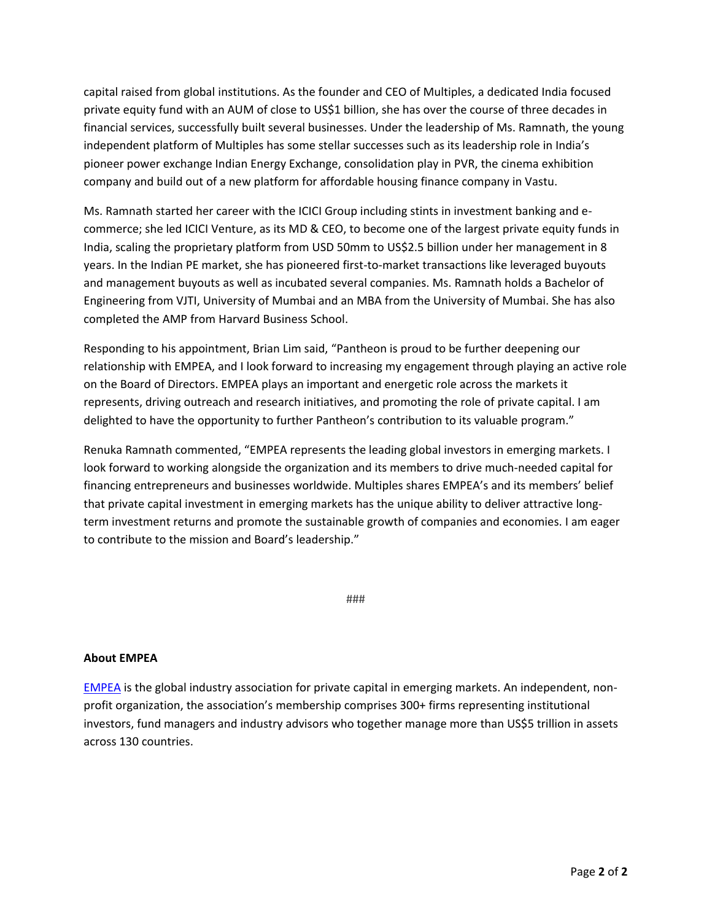capital raised from global institutions. As the founder and CEO of Multiples, a dedicated India focused private equity fund with an AUM of close to US$1 billion, she has over the course of three decades in financial services, successfully built several businesses. Under the leadership of Ms. Ramnath, the young independent platform of Multiples has some stellar successes such as its leadership role in India's pioneer power exchange Indian Energy Exchange, consolidation play in PVR, the cinema exhibition company and build out of a new platform for affordable housing finance company in Vastu.

Ms. Ramnath started her career with the ICICI Group including stints in investment banking and e-commerce; she led ICICI Venture, as its MD & CEO, to become one of the largest private equity funds in India, scaling the proprietary platform from USD 50mm to US$2.5 billion under her management in 8 years. In the Indian PE market, she has pioneered first-to-market transactions like leveraged buyouts and management buyouts as well as incubated several companies. Ms. Ramnath holds a Bachelor of Engineering from VJTI, University of Mumbai and an MBA from the University of Mumbai. She has also completed the AMP from Harvard Business School.

Responding to his appointment, Brian Lim said, "Pantheon is proud to be further deepening our relationship with EMPEA, and I look forward to increasing my engagement through playing an active role on the Board of Directors. EMPEA plays an important and energetic role across the markets it represents, driving outreach and research initiatives, and promoting the role of private capital. I am delighted to have the opportunity to further Pantheon's contribution to its valuable program."

Renuka Ramnath commented, "EMPEA represents the leading global investors in emerging markets. I look forward to working alongside the organization and its members to drive much-needed capital for financing entrepreneurs and businesses worldwide. Multiples shares EMPEA's and its members' belief that private capital investment in emerging markets has the unique ability to deliver attractive long-term investment returns and promote the sustainable growth of companies and economies. I am eager to contribute to the mission and Board's leadership."

###

**About EMPEA**

EMPEA is the global industry association for private capital in emerging markets. An independent, non-profit organization, the association's membership comprises 300+ firms representing institutional investors, fund managers and industry advisors who together manage more than US$5 trillion in assets across 130 countries.